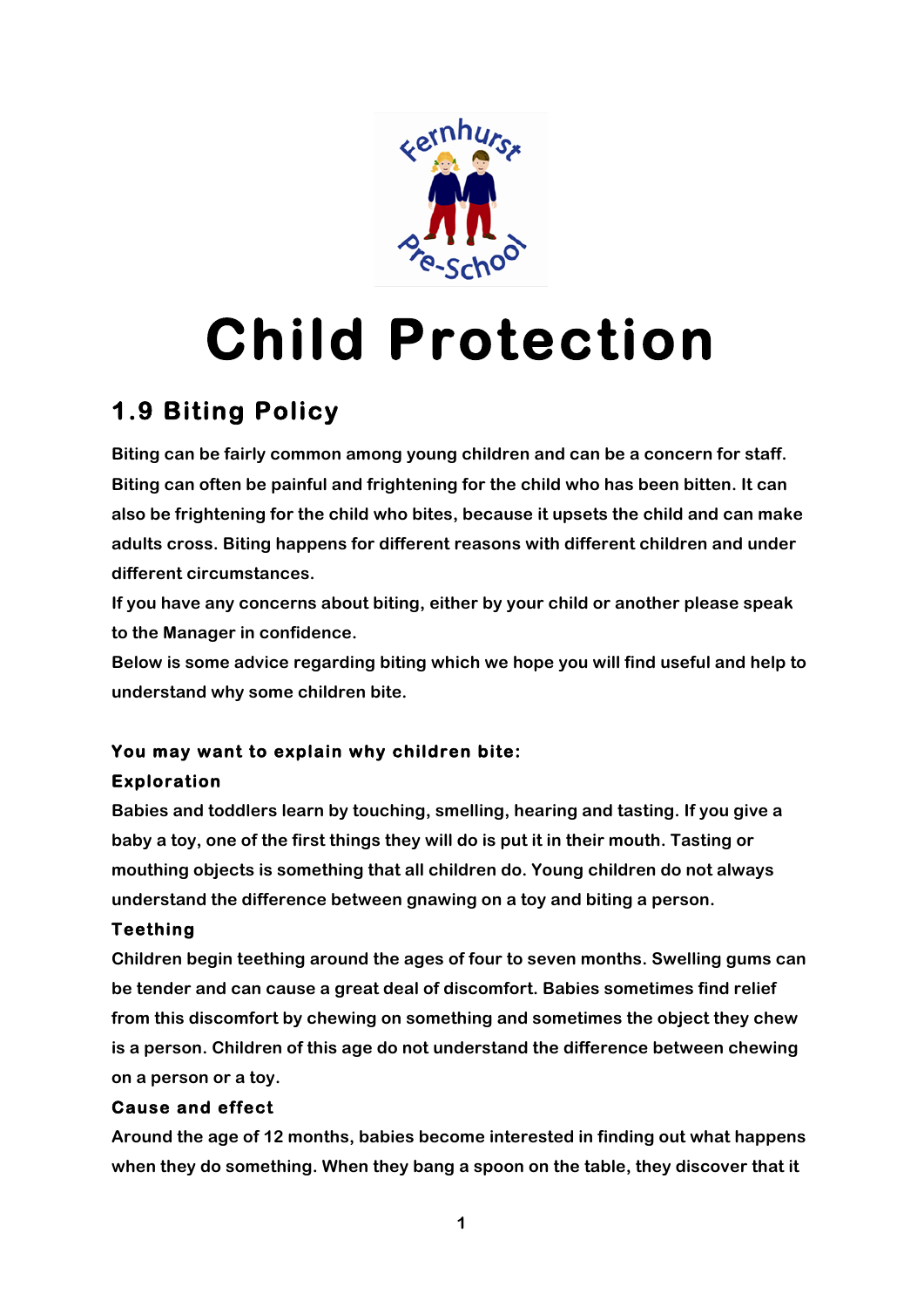# Child Protection

## 1.9 Biting Policy

Biting can be fairly common among young children and can be a concern for staff. Biting can often be painful and frightening for the child who has been bitten. It can also be frightening for the child who bites, because it upsets the child and can make adults cross. Biting happens for different reasons with different children and under different circumstances.

If you have any concerns about biting, either by your child or another please speak to the Manager in confidence.

Below is some advice regarding biting which we hope you will find useful and help to understand why some children bite.

### You may want to explain why children bite:

**Exploration**

Babies and toddlers learn by touching, smelling, hearing and tasting. If you give a baby a toy, one of the first things they will do is put it in their mouth. Tasting or mouthing objects is something that all children do. Young children do not always understand the difference between gnawing on a toy and biting a person.

**Teething**

Children begin teething around the ages of four to seven months. Swelling gums can be tender and can cause a great deal of discomfort. Babies sometimes find relief from this discomfort by chewing on something and sometimes the object they chew is a person. Children of this age do not understand the difference between chewing on a person or a toy.

**Cause and effect**

Around the age of 12 months, babies become interested in finding out what happens when they do something. When they bang a spoon on the table, they discover that it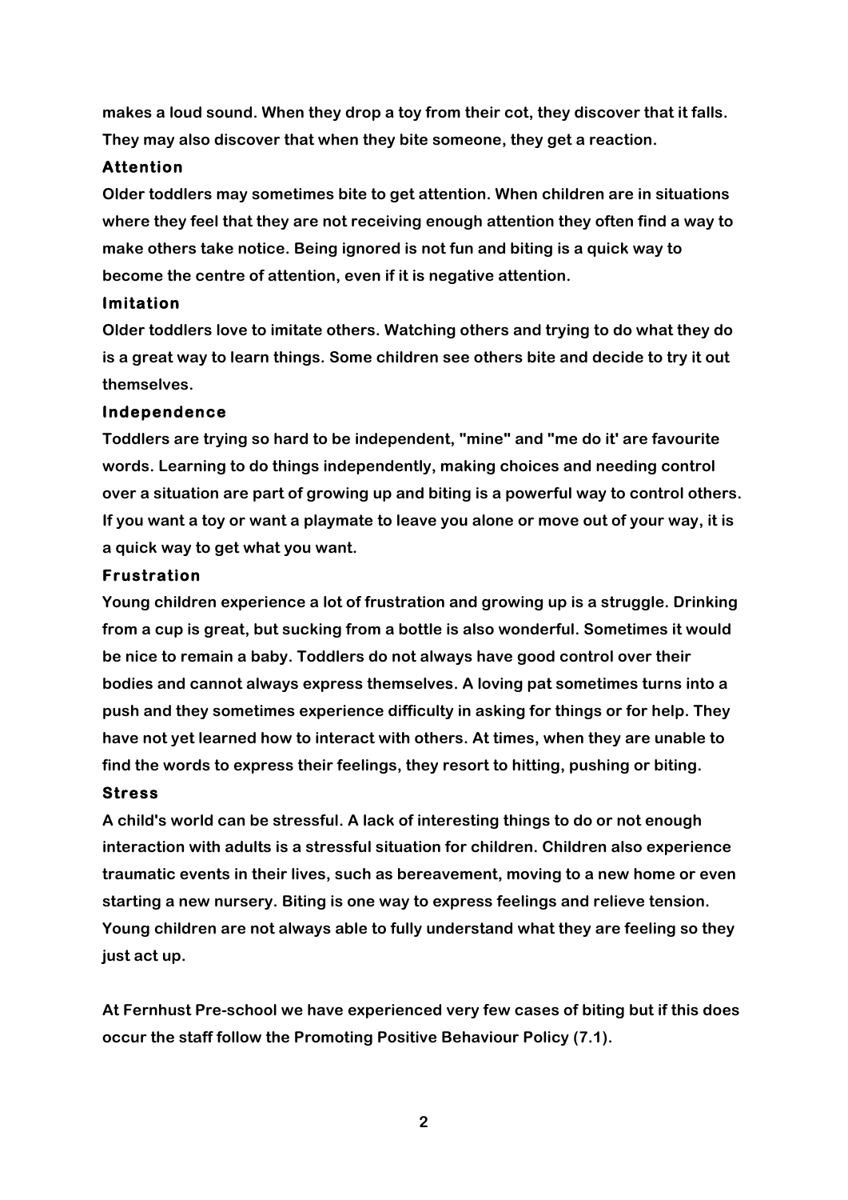**makes a loud sound. When they drop a toy from their cot, they discover that it falls. They may also discover that when they bite someone, they get a reaction.**

### Attention

**Older toddlers may sometimes bite to get attention. When children are in situations where they feel that they are not receiving enough attention they often find a way to make others take notice. Being ignored is not fun and biting is a quick way to become the centre of attention, even if it is negative attention.**

### Imitation

**Older toddlers love to imitate others. Watching others and trying to do what they do is a great way to learn things. Some children see others bite and decide to try it out themselves.**

### Independence

**Toddlers are trying so hard to be independent, "mine" and "me do it' are favourite words. Learning to do things independently, making choices and needing control over a situation are part of growing up and biting is a powerful way to control others. If you want a toy or want a playmate to leave you alone or move out of your way, it is a quick way to get what you want.**

### Frustration

**Young children experience a lot of frustration and growing up is a struggle. Drinking from a cup is great, but sucking from a bottle is also wonderful. Sometimes it would be nice to remain a baby. Toddlers do not always have good control over their bodies and cannot always express themselves. A loving pat sometimes turns into a push and they sometimes experience difficulty in asking for things or for help. They have not yet learned how to interact with others. At times, when they are unable to find the words to express their feelings, they resort to hitting, pushing or biting.**

### Stress

**A child's world can be stressful. A lack of interesting things to do or not enough interaction with adults is a stressful situation for children. Children also experience traumatic events in their lives, such as bereavement, moving to a new home or even starting a new nursery. Biting is one way to express feelings and relieve tension. Young children are not always able to fully understand what they are feeling so they just act up.**

**At Fernhust Pre-school we have experienced very few cases of biting but if this does occur the staff follow the Promoting Positive Behaviour Policy (7.1).**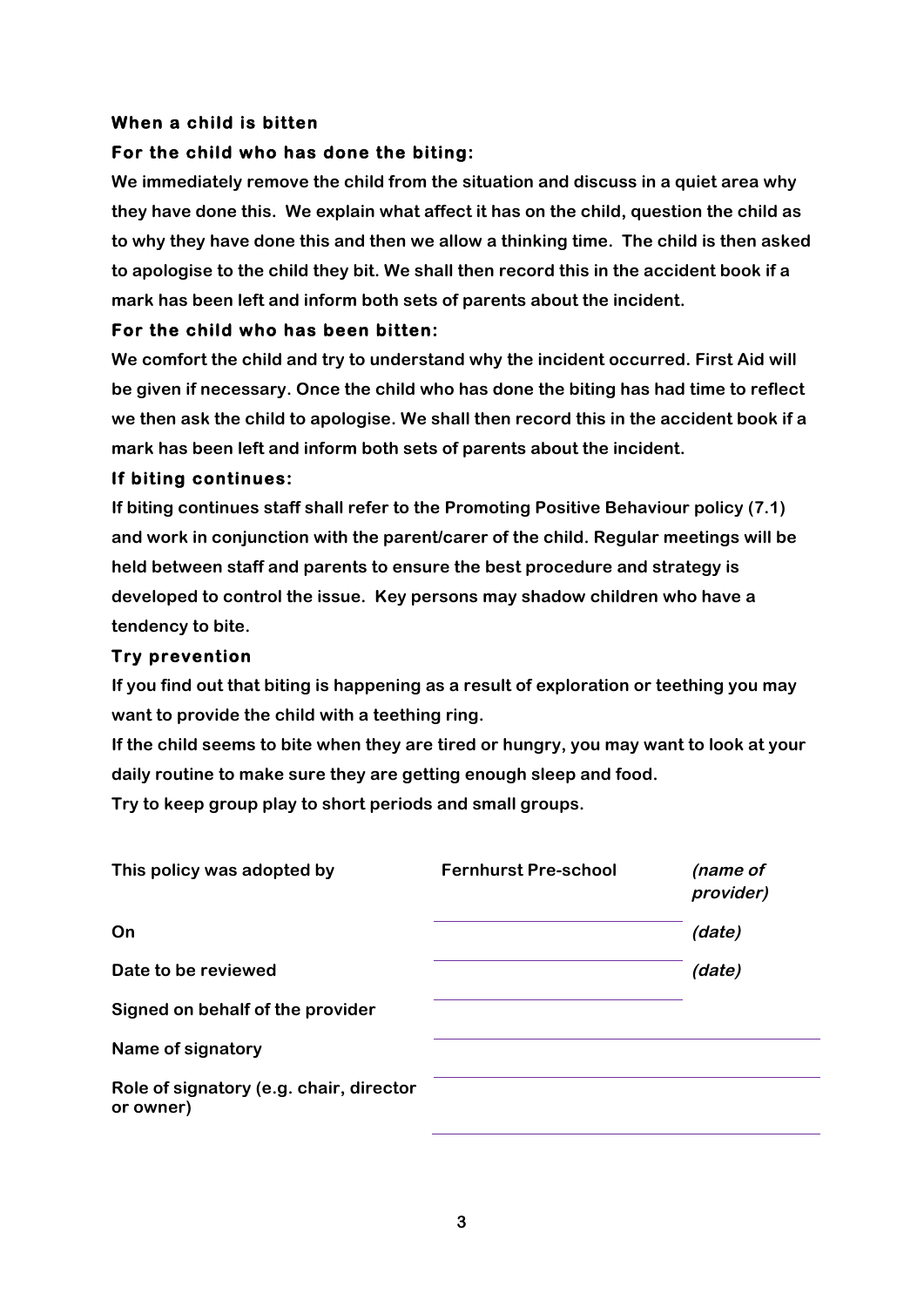### When a child is bitten

#### For the child who has done the biting:

**We immediately remove the child from the situation and discuss in a quiet area why they have done this. We explain what affect it has on the child, question the child as to why they have done this and then we allow a thinking time. The child is then asked to apologise to the child they bit. We shall then record this in the accident book if a mark has been left and inform both sets of parents about the incident.**

#### For the child who has been bitten:

**We comfort the child and try to understand why the incident occurred. First Aid will be given if necessary. Once the child who has done the biting has had time to reflect we then ask the child to apologise. We shall then record this in the accident book if a mark has been left and inform both sets of parents about the incident.**

#### If biting continues:

**If biting continues staff shall refer to the Promoting Positive Behaviour policy (7.1) and work in conjunction with the parent/carer of the child. Regular meetings will be held between staff and parents to ensure the best procedure and strategy is developed to control the issue. Key persons may shadow children who have a tendency to bite.**

#### Try prevention

**If you find out that biting is happening as a result of exploration or teething you may want to provide the child with a teething ring.**

**If the child seems to bite when they are tired or hungry, you may want to look at your daily routine to make sure they are getting enough sleep and food.**

**Try to keep group play to short periods and small groups.**

| | | |
|---|---|---|
| **This policy was adopted by** | **Fernhurst Pre-school** | ***(name of provider)*** |
| **On** | | ***(date)*** |
| **Date to be reviewed** | | ***(date)*** |
| **Signed on behalf of the provider** | | |
| **Name of signatory** | | |
| **Role of signatory (e.g. chair, director or owner)** | | |